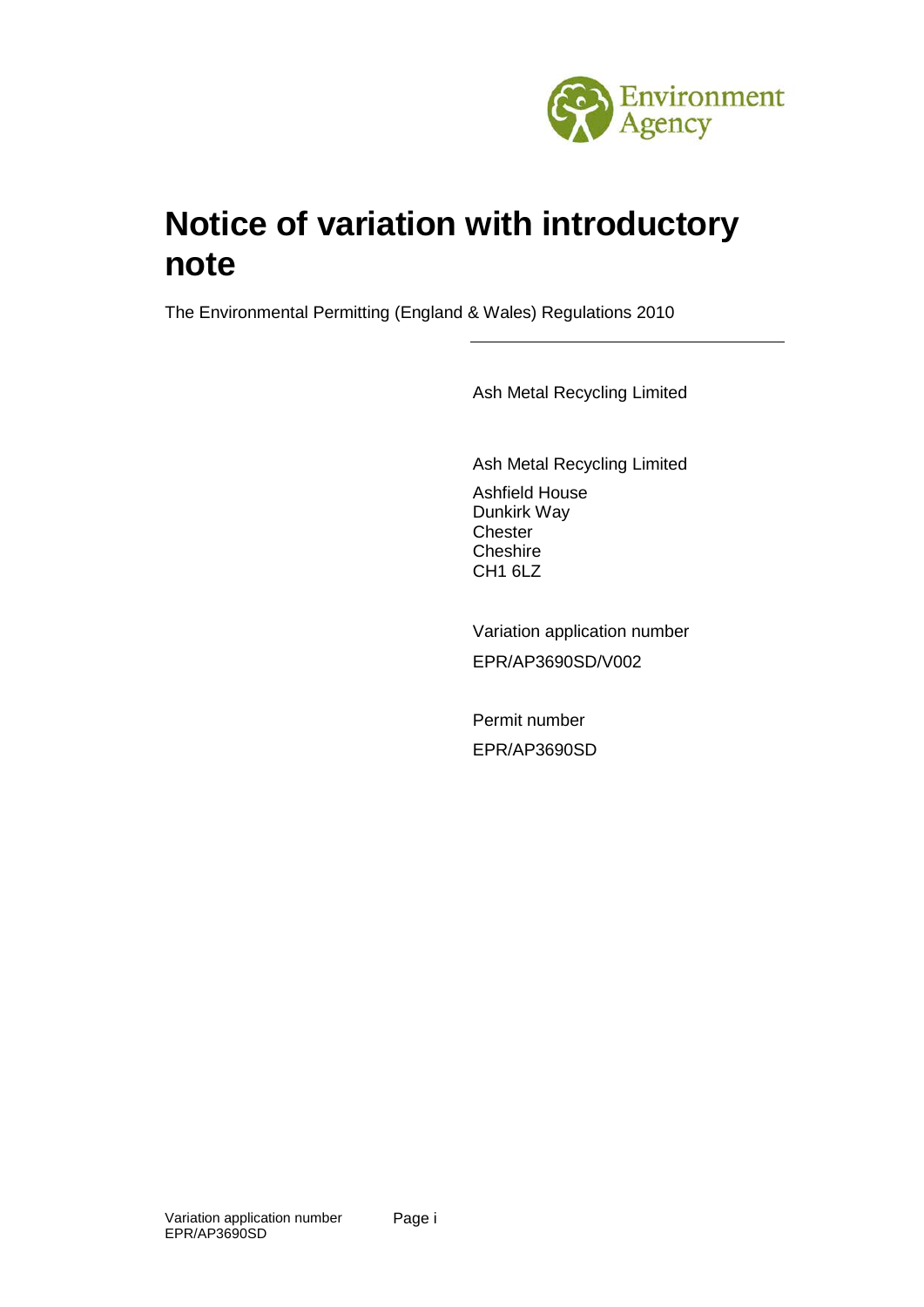# Notice of variation with introductory note

The Environmental Permitting (England & Wales) Regulations 2010

Ash Metal Recycling Limited

Ash Metal Recycling Limited

Ashfield House
Dunkirk Way
Chester
Cheshire
CH1 6LZ

Variation application number

EPR/AP3690SD/V002

Permit number

EPR/AP3690SD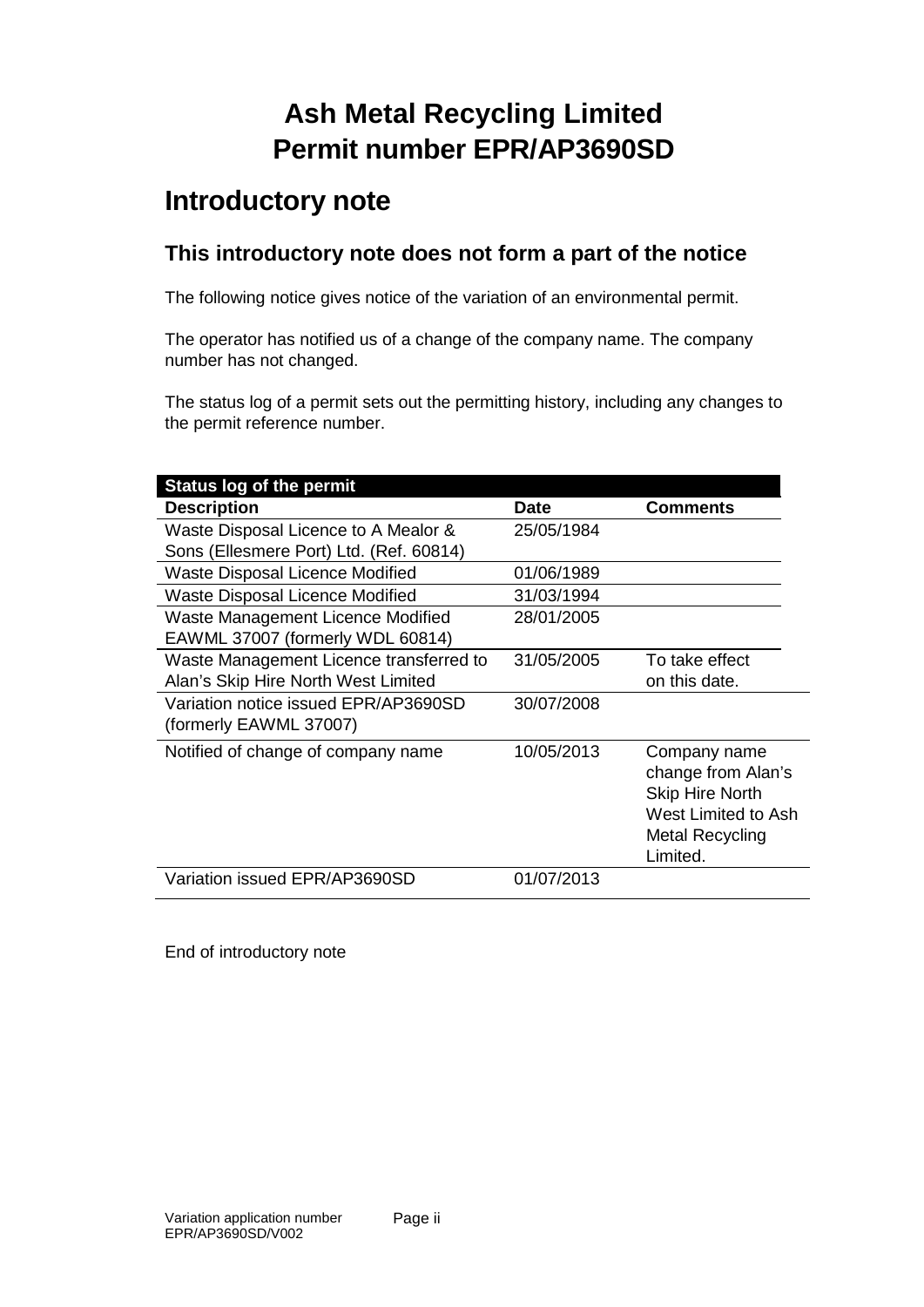# Ash Metal Recycling Limited
# Permit number EPR/AP3690SD

## Introductory note

### This introductory note does not form a part of the notice

The following notice gives notice of the variation of an environmental permit.

The operator has notified us of a change of the company name. The company number has not changed.

The status log of a permit sets out the permitting history, including any changes to the permit reference number.

| Status log of the permit | | |
|---|---|---|
| **Description** | **Date** | **Comments** |
| Waste Disposal Licence to A Mealor & Sons (Ellesmere Port) Ltd. (Ref. 60814) | 25/05/1984 | |
| Waste Disposal Licence Modified | 01/06/1989 | |
| Waste Disposal Licence Modified | 31/03/1994 | |
| Waste Management Licence Modified EAWML 37007 (formerly WDL 60814) | 28/01/2005 | |
| Waste Management Licence transferred to Alan's Skip Hire North West Limited | 31/05/2005 | To take effect on this date. |
| Variation notice issued EPR/AP3690SD (formerly EAWML 37007) | 30/07/2008 | |
| Notified of change of company name | 10/05/2013 | Company name change from Alan's Skip Hire North West Limited to Ash Metal Recycling Limited. |
| Variation issued EPR/AP3690SD | 01/07/2013 | |

End of introductory note

Variation application number EPR/AP3690SD/V002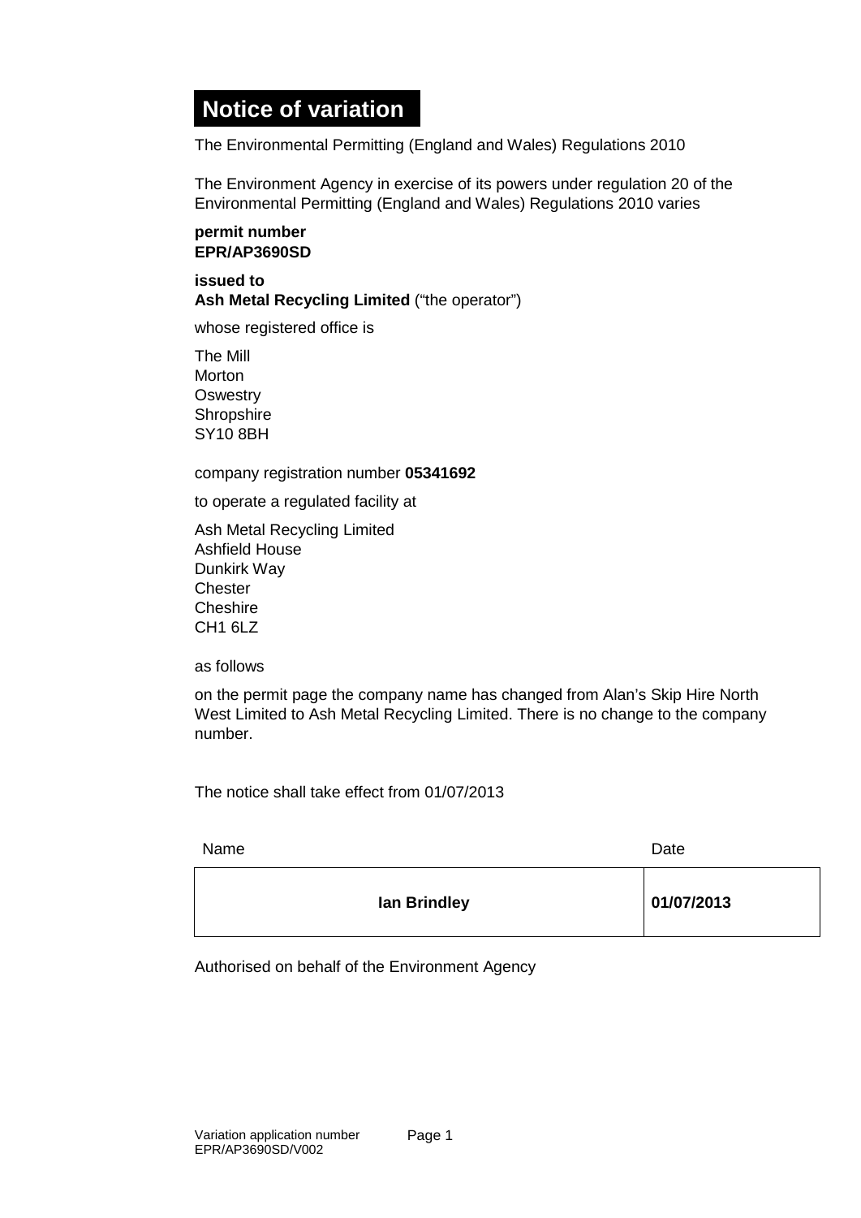# Notice of variation

The Environmental Permitting (England and Wales) Regulations 2010

The Environment Agency in exercise of its powers under regulation 20 of the Environmental Permitting (England and Wales) Regulations 2010 varies

**permit number**
**EPR/AP3690SD**

**issued to**
**Ash Metal Recycling Limited** ("the operator")

whose registered office is

The Mill
Morton
Oswestry
Shropshire
SY10 8BH

company registration number **05341692**

to operate a regulated facility at

Ash Metal Recycling Limited
Ashfield House
Dunkirk Way
Chester
Cheshire
CH1 6LZ

as follows

on the permit page the company name has changed from Alan's Skip Hire North West Limited to Ash Metal Recycling Limited. There is no change to the company number.

The notice shall take effect from 01/07/2013

| Name | Date |
|---|---|
| **Ian Brindley** | **01/07/2013** |

Authorised on behalf of the Environment Agency

Variation application number
EPR/AP3690SD/V002